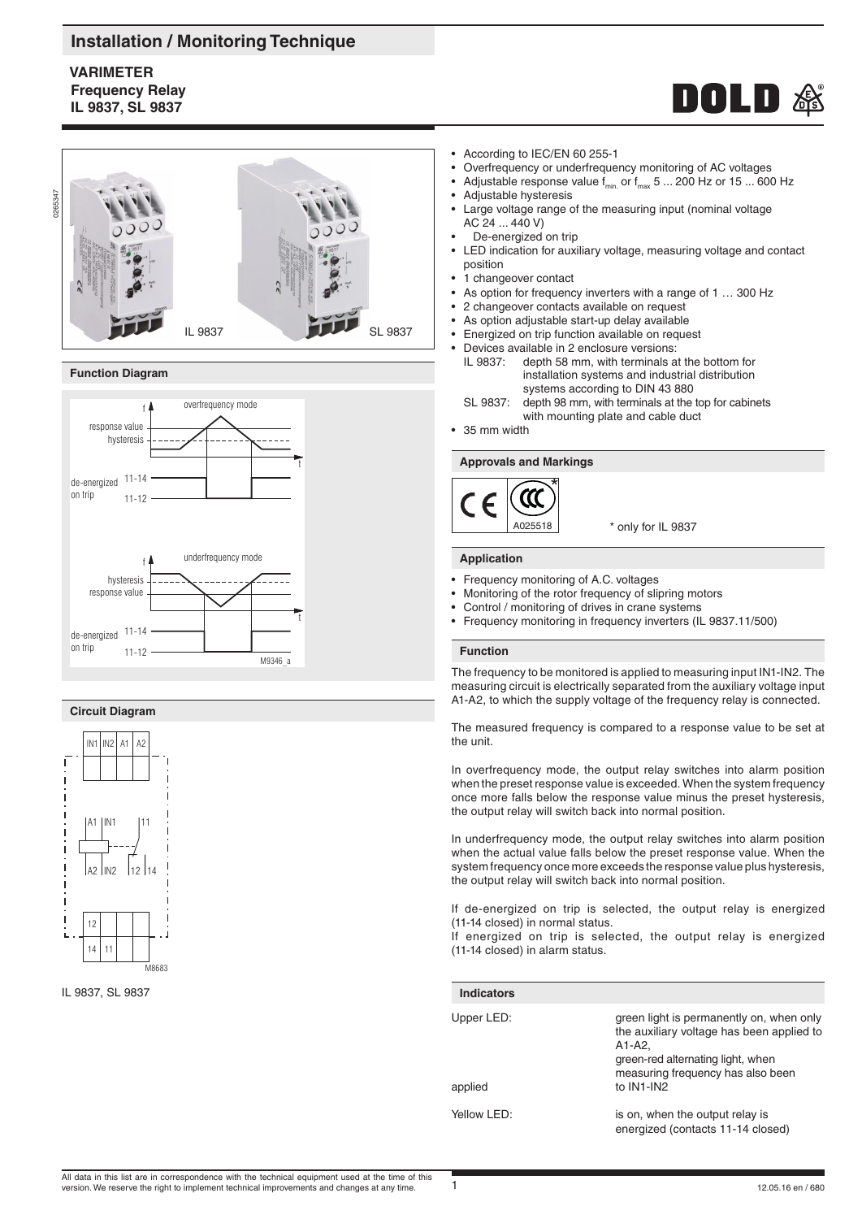# Installation / Monitoring Technique

**VARIMETER**
**Frequency Relay**
**IL 9837, SL 9837**

- According to IEC/EN 60 255-1
- Overfrequency or underfrequency monitoring of AC voltages
- Adjustable response value $f_{min.}$ or $f_{max}$ 5 ... 200 Hz or 15 ... 600 Hz
- Adjustable hysteresis
- Large voltage range of the measuring input (nominal voltage AC 24 ... 440 V)
- De-energized on trip
- LED indication for auxiliary voltage, measuring voltage and contact position
- 1 changeover contact
- As option for frequency inverters with a range of 1 … 300 Hz
- 2 changeover contacts available on request
- As option adjustable start-up delay available
- Energized on trip function available on request
- Devices available in 2 enclosure versions:
  - IL 9837: depth 58 mm, with terminals at the bottom for installation systems and industrial distribution systems according to DIN 43 880
  - SL 9837: depth 98 mm, with terminals at the top for cabinets with mounting plate and cable duct
- 35 mm width

## Approvals and Markings

\* only for IL 9837

## Function Diagram

## Application

- Frequency monitoring of A.C. voltages
- Monitoring of the rotor frequency of slipring motors
- Control / monitoring of drives in crane systems
- Frequency monitoring in frequency inverters (IL 9837.11/500)

## Function

The frequency to be monitored is applied to measuring input IN1-IN2. The measuring circuit is electrically separated from the auxiliary voltage input A1-A2, to which the supply voltage of the frequency relay is connected.

The measured frequency is compared to a response value to be set at the unit.

In overfrequency mode, the output relay switches into alarm position when the preset response value is exceeded. When the system frequency once more falls below the response value minus the preset hysteresis, the output relay will switch back into normal position.

In underfrequency mode, the output relay switches into alarm position when the actual value falls below the preset response value. When the system frequency once more exceeds the response value plus hysteresis, the output relay will switch back into normal position.

If de-energized on trip is selected, the output relay is energized (11-14 closed) in normal status.
If energized on trip is selected, the output relay is energized (11-14 closed) in alarm status.

## Circuit Diagram

IL 9837, SL 9837

## Indicators

| | |
|---|---|
| Upper LED: | green light is permanently on, when only the auxiliary voltage has been applied to A1-A2, green-red alternating light, when measuring frequency has also been applied to IN1-IN2 |
| Yellow LED: | is on, when the output relay is energized (contacts 11-14 closed) |

All data in this list are in correspondence with the technical equipment used at the time of this version. We reserve the right to implement technical improvements and changes at any time.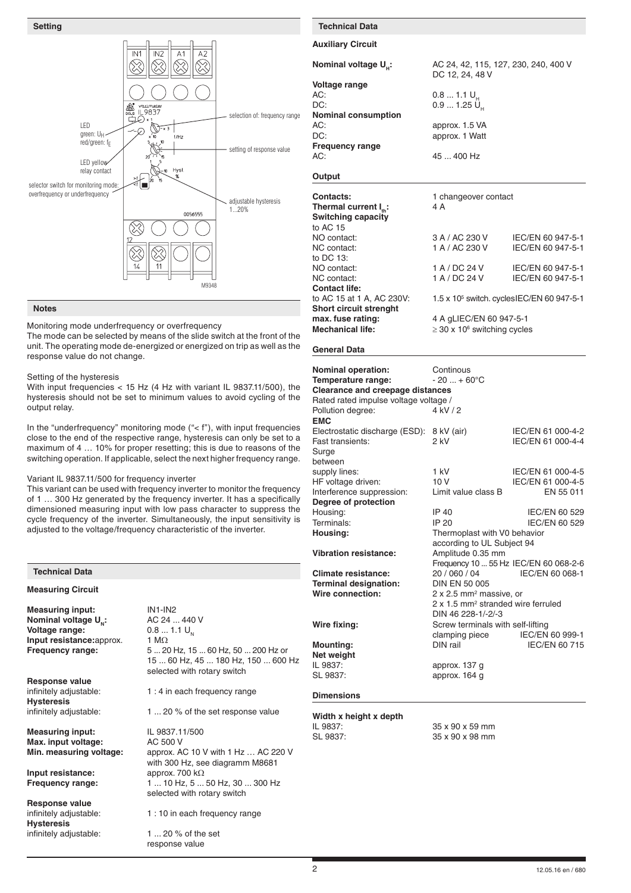## Setting

LED green: $U_H$ red/green: $f_E$

LED yellow relay contact

selector switch for monitoring mode: overfrequency or underfrequency

selection of: frequency range

setting of response value

adjustable hysteresis 1...20%

M9348

## Notes

Monitoring mode underfrequency or overfrequency
The mode can be selected by means of the slide switch at the front of the unit. The operating mode de-energized or energized on trip as well as the response value do not change.

Setting of the hysteresis
With input frequencies < 15 Hz (4 Hz with variant IL 9837.11/500), the hysteresis should not be set to minimum values to avoid cycling of the output relay.

In the "underfrequency" monitoring mode ("< f"), with input frequencies close to the end of the respective range, hysteresis can only be set to a maximum of 4 … 10% for proper resetting; this is due to reasons of the switching operation. If applicable, select the next higher frequency range.

Variant IL 9837.11/500 for frequency inverter
This variant can be used with frequency inverter to monitor the frequency of 1 … 300 Hz generated by the frequency inverter. It has a specifically dimensioned measuring input with low pass character to suppress the cycle frequency of the inverter. Simultaneously, the input sensitivity is adjusted to the voltage/frequency characteristic of the inverter.

## Technical Data

### Measuring Circuit

**Measuring input:** IN1-IN2
**Nominal voltage $U_N$:** AC 24 ... 440 V
**Voltage range:** 0.8 ... 1.1 $U_N$
**Input resistance:** approx. 1 MΩ
**Frequency range:** 5 ... 20 Hz, 15 ... 60 Hz, 50 ... 200 Hz or 15 ... 60 Hz, 45 ... 180 Hz, 150 ... 600 Hz selected with rotary switch

**Response value**
infinitely adjustable: 1 : 4 in each frequency range
**Hysteresis**
infinitely adjustable: 1 ... 20 % of the set response value

**Measuring input:** IL 9837.11/500
**Max. input voltage:** AC 500 V
**Min. measuring voltage:** approx. AC 10 V with 1 Hz … AC 220 V with 300 Hz, see diagramm M8681
**Input resistance:** approx. 700 kΩ
**Frequency range:** 1 ... 10 Hz, 5 ... 50 Hz, 30 ... 300 Hz selected with rotary switch

**Response value**
infinitely adjustable: 1 : 10 in each frequency range
**Hysteresis**
infinitely adjustable: 1 ... 20 % of the set response value

## Technical Data

### Auxiliary Circuit

**Nominal voltage $U_H$:** AC 24, 42, 115, 127, 230, 240, 400 V
DC 12, 24, 48 V
**Voltage range**
AC: 0.8 ... 1.1 $U_H$
DC: 0.9 ... 1.25 $U_H$
**Nominal consumption**
AC: approx. 1.5 VA
DC: approx. 1 Watt
**Frequency range**
AC: 45 ... 400 Hz

### Output

**Contacts:** 1 changeover contact
**Thermal current $I_{th}$:** 4 A
**Switching capacity**

| | | |
|---|---|---|
| to AC 15 | | |
| NO contact: | 3 A / AC 230 V | IEC/EN 60 947-5-1 |
| NC contact: | 1 A / AC 230 V | IEC/EN 60 947-5-1 |
| to DC 13: | | |
| NO contact: | 1 A / DC 24 V | IEC/EN 60 947-5-1 |
| NC contact: | 1 A / DC 24 V | IEC/EN 60 947-5-1 |

**Contact life:**
to AC 15 at 1 A, AC 230V: 1.5 x $10^5$ switch. cycles IEC/EN 60 947-5-1
**Short circuit strenght max. fuse rating:** 4 A gL IEC/EN 60 947-5-1
**Mechanical life:** ≥ 30 x $10^6$ switching cycles

### General Data

**Nominal operation:** Continous
**Temperature range:** - 20 ... + 60°C
**Clearance and creepage distances**
Rated rated impulse voltage voltage / Pollution degree: 4 kV / 2

**EMC**

| | | |
|---|---|---|
| Electrostatic discharge (ESD): | 8 kV (air) | IEC/EN 61 000-4-2 |
| Fast transients: | 2 kV | IEC/EN 61 000-4-4 |
| Surge between supply lines: | 1 kV | IEC/EN 61 000-4-5 |
| HF voltage driven: | 10 V | IEC/EN 61 000-4-5 |
| Interference suppression: | Limit value class B | EN 55 011 |

**Degree of protection**

| | | |
|---|---|---|
| Housing: | IP 40 | IEC/EN 60 529 |
| Terminals: | IP 20 | IEC/EN 60 529 |

**Housing:** Thermoplast with V0 behavior according to UL Subject 94
**Vibration resistance:** Amplitude 0.35 mm Frequency 10 ... 55 Hz IEC/EN 60 068-2-6
**Climate resistance:** 20 / 060 / 04 IEC/EN 60 068-1
**Terminal designation:** DIN EN 50 005
**Wire connection:** 2 x 2.5 mm² massive, or 2 x 1.5 mm² stranded wire ferruled DIN 46 228-1/-2/-3
**Wire fixing:** Screw terminals with self-lifting clamping piece IEC/EN 60 999-1
**Mounting:** DIN rail IEC/EN 60 715
**Net weight**
IL 9837: approx. 137 g
SL 9837: approx. 164 g

### Dimensions

**Width x height x depth**
IL 9837: 35 x 90 x 59 mm
SL 9837: 35 x 90 x 98 mm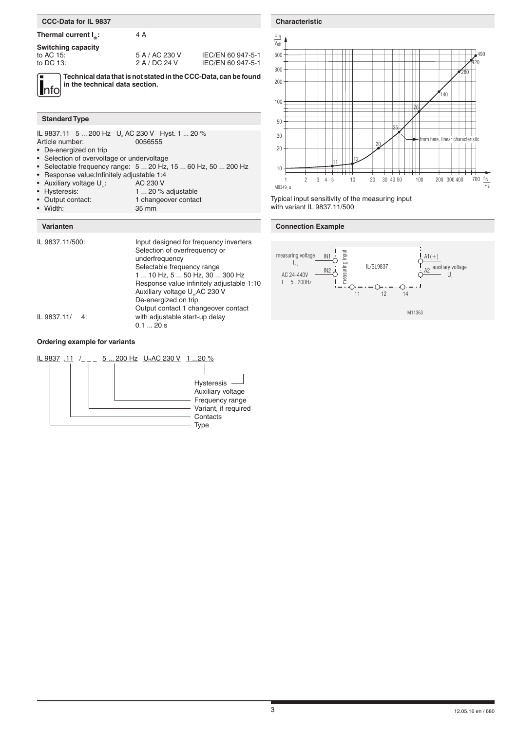## CCC-Data for IL 9837

| | | |
|---|---|---|
| **Thermal current $I_{th}$:** | 4 A | |
| **Switching capacity** | | |
| to AC 15: | 5 A / AC 230 V | IEC/EN 60 947-5-1 |
| to DC 13: | 2 A / DC 24 V | IEC/EN 60 947-5-1 |

**Technical data that is not stated in the CCC-Data, can be found in the technical data section.**

## Standard Type

IL 9837.11 5 ... 200 Hz $U_H$ AC 230 V Hyst. 1 ... 20 %
Article number: 0056555

- De-energized on trip
- Selection of overvoltage or undervoltage
- Selectable frequency range: 5 ... 20 Hz, 15 ... 60 Hz, 50 ... 200 Hz
- Response value:Infinitely adjustable 1:4
- Auxiliary voltage $U_H$: AC 230 V
- Hysteresis: 1 ... 20 % adjustable
- Output contact: 1 changeover contact
- Width: 35 mm

## Varianten

IL 9837.11/500: Input designed for frequency inverters
Selection of overfrequency or underfrequency
Selectable frequency range
1 ... 10 Hz, 5 ... 50 Hz, 30 ... 300 Hz
Response value infinitely adjustable 1:10
Auxiliary voltage $U_H$ AC 230 V
De-energized on trip
Output contact 1 changeover contact

IL 9837.11/_ _4: with adjustable start-up delay
0.1 ... 20 s

### Ordering example for variants

IL 9837 .11 /_ _ _ 5 ... 200 Hz $U_H$AC 230 V 1 ...20 %

- Hysteresis
- Auxiliary voltage
- Frequency range
- Variant, if required
- Contacts
- Type

## Characteristic

Typical input sensitivity of the measuring input with variant IL 9837.11/500

## Connection Example